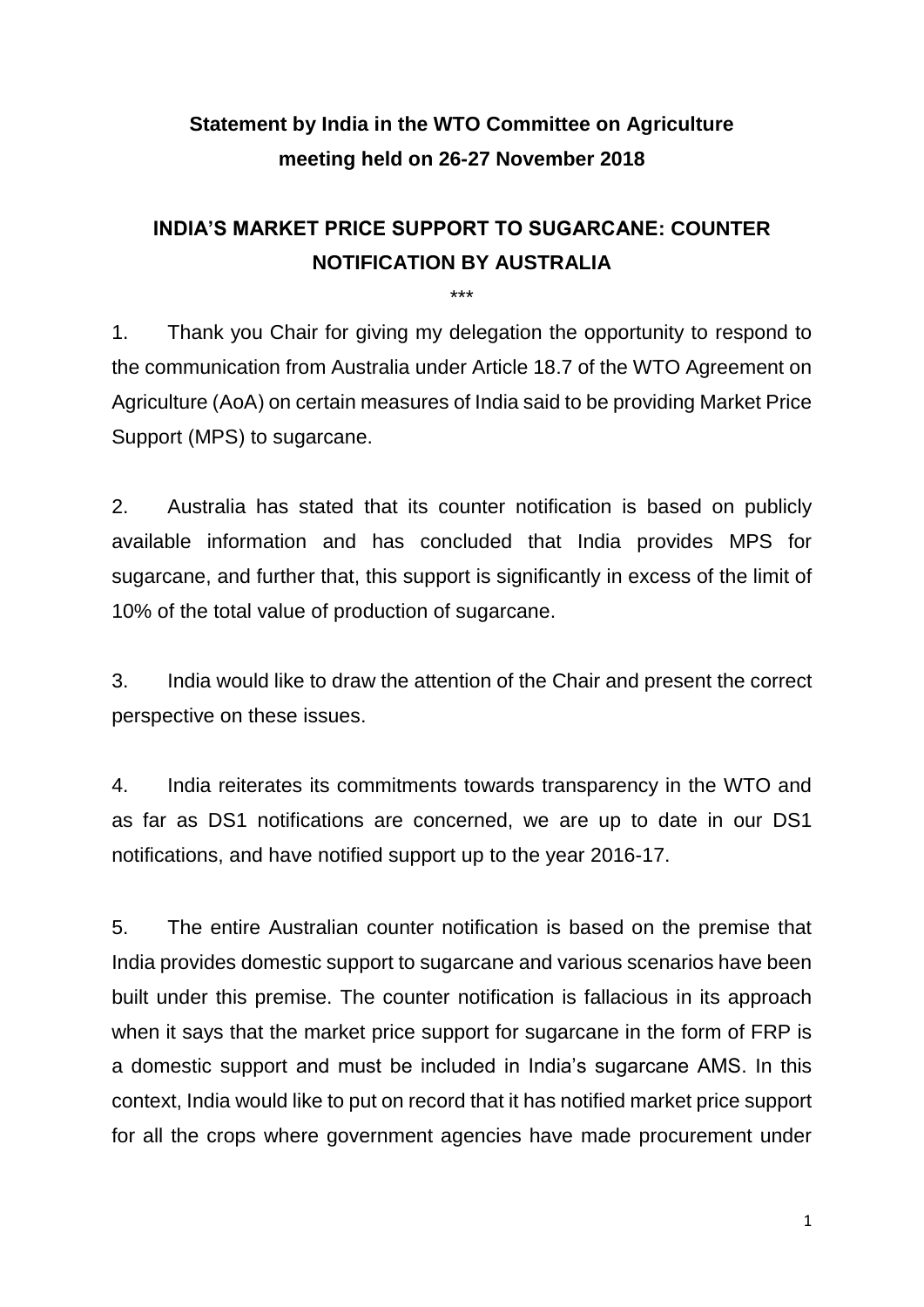# Statement by India in the WTO Committee on Agriculture meeting held on 26-27 November 2018

## INDIA'S MARKET PRICE SUPPORT TO SUGARCANE: COUNTER NOTIFICATION BY AUSTRALIA

\*\*\*

1. Thank you Chair for giving my delegation the opportunity to respond to the communication from Australia under Article 18.7 of the WTO Agreement on Agriculture (AoA) on certain measures of India said to be providing Market Price Support (MPS) to sugarcane.

2. Australia has stated that its counter notification is based on publicly available information and has concluded that India provides MPS for sugarcane, and further that, this support is significantly in excess of the limit of 10% of the total value of production of sugarcane.

3. India would like to draw the attention of the Chair and present the correct perspective on these issues.

4. India reiterates its commitments towards transparency in the WTO and as far as DS1 notifications are concerned, we are up to date in our DS1 notifications, and have notified support up to the year 2016-17.

5. The entire Australian counter notification is based on the premise that India provides domestic support to sugarcane and various scenarios have been built under this premise. The counter notification is fallacious in its approach when it says that the market price support for sugarcane in the form of FRP is a domestic support and must be included in India's sugarcane AMS. In this context, India would like to put on record that it has notified market price support for all the crops where government agencies have made procurement under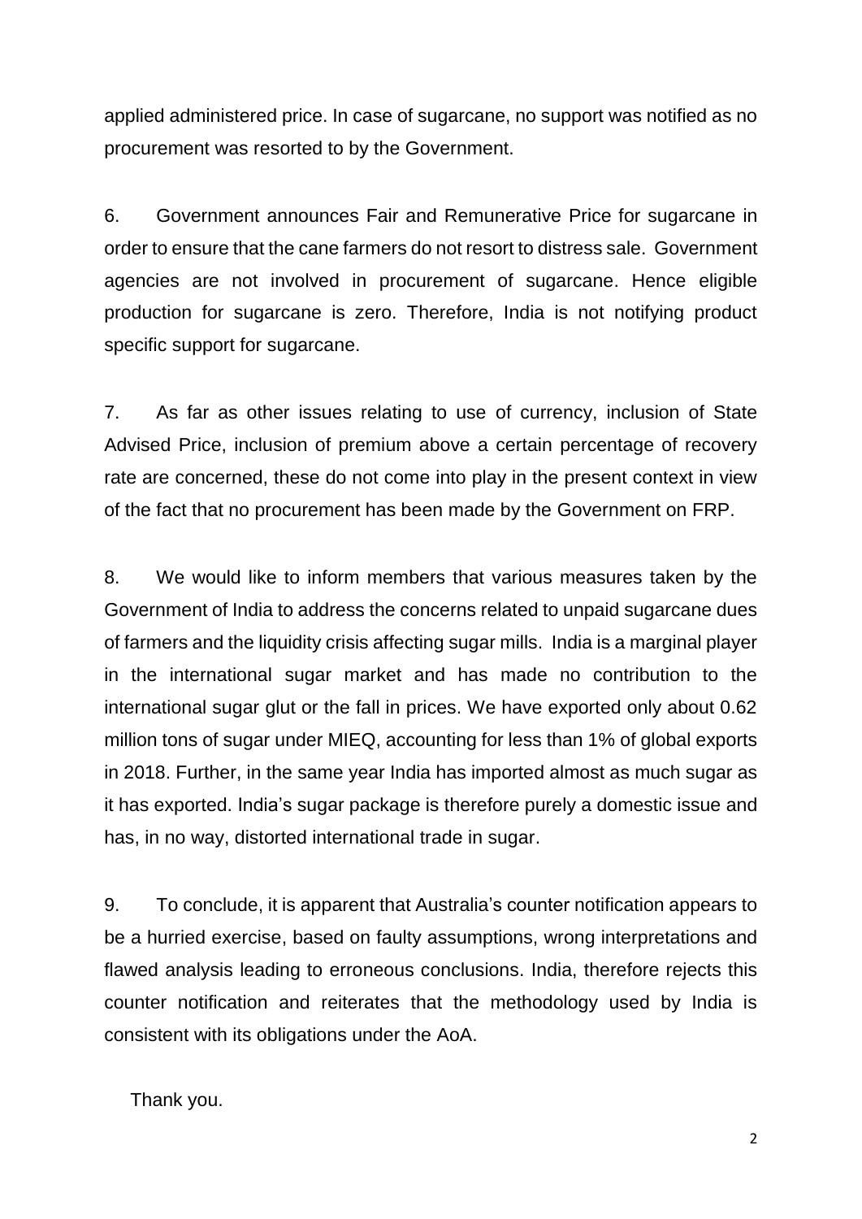applied administered price. In case of sugarcane, no support was notified as no procurement was resorted to by the Government.

6. Government announces Fair and Remunerative Price for sugarcane in order to ensure that the cane farmers do not resort to distress sale. Government agencies are not involved in procurement of sugarcane. Hence eligible production for sugarcane is zero. Therefore, India is not notifying product specific support for sugarcane.

7. As far as other issues relating to use of currency, inclusion of State Advised Price, inclusion of premium above a certain percentage of recovery rate are concerned, these do not come into play in the present context in view of the fact that no procurement has been made by the Government on FRP.

8. We would like to inform members that various measures taken by the Government of India to address the concerns related to unpaid sugarcane dues of farmers and the liquidity crisis affecting sugar mills. India is a marginal player in the international sugar market and has made no contribution to the international sugar glut or the fall in prices. We have exported only about 0.62 million tons of sugar under MIEQ, accounting for less than 1% of global exports in 2018. Further, in the same year India has imported almost as much sugar as it has exported. India's sugar package is therefore purely a domestic issue and has, in no way, distorted international trade in sugar.

9. To conclude, it is apparent that Australia's counter notification appears to be a hurried exercise, based on faulty assumptions, wrong interpretations and flawed analysis leading to erroneous conclusions. India, therefore rejects this counter notification and reiterates that the methodology used by India is consistent with its obligations under the AoA.

Thank you.